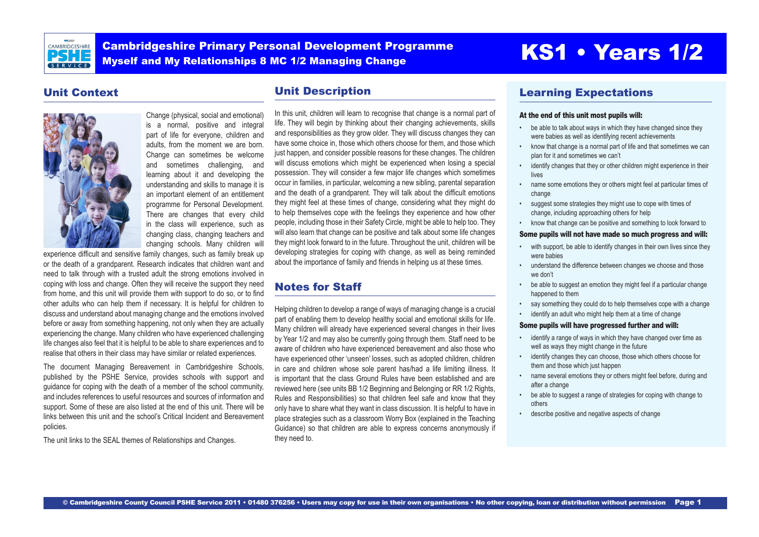# Cambridgeshire Primary Personal Development Programme

## Myself and My Relationships 8 MC 1/2 Managing Change

# KS1 • Years 1/2

## Unit Context

Change (physical, social and emotional) is a normal, positive and integral part of life for everyone, children and adults, from the moment we are born. Change can sometimes be welcome and sometimes challenging, and learning about it and developing the understanding and skills to manage it is an important element of an entitlement programme for Personal Development. There are changes that every child in the class will experience, such as changing class, changing teachers and changing schools. Many children will experience difficult and sensitive family changes, such as family break up or the death of a grandparent. Research indicates that children want and need to talk through with a trusted adult the strong emotions involved in coping with loss and change. Often they will receive the support they need from home, and this unit will provide them with support to do so, or to find other adults who can help them if necessary. It is helpful for children to discuss and understand about managing change and the emotions involved before or away from something happening, not only when they are actually experiencing the change. Many children who have experienced challenging life changes also feel that it is helpful to be able to share experiences and to realise that others in their class may have similar or related experiences.

The document Managing Bereavement in Cambridgeshire Schools, published by the PSHE Service, provides schools with support and guidance for coping with the death of a member of the school community, and includes references to useful resources and sources of information and support. Some of these are also listed at the end of this unit. There will be links between this unit and the school's Critical Incident and Bereavement policies.

The unit links to the SEAL themes of Relationships and Changes.

## Unit Description

In this unit, children will learn to recognise that change is a normal part of life. They will begin by thinking about their changing achievements, skills and responsibilities as they grow older. They will discuss changes they can have some choice in, those which others choose for them, and those which just happen, and consider possible reasons for these changes. The children will discuss emotions which might be experienced when losing a special possession. They will consider a few major life changes which sometimes occur in families, in particular, welcoming a new sibling, parental separation and the death of a grandparent. They will talk about the difficult emotions they might feel at these times of change, considering what they might do to help themselves cope with the feelings they experience and how other people, including those in their Safety Circle, might be able to help too. They will also learn that change can be positive and talk about some life changes they might look forward to in the future. Throughout the unit, children will be developing strategies for coping with change, as well as being reminded about the importance of family and friends in helping us at these times.

## Notes for Staff

Helping children to develop a range of ways of managing change is a crucial part of enabling them to develop healthy social and emotional skills for life. Many children will already have experienced several changes in their lives by Year 1/2 and may also be currently going through them. Staff need to be aware of children who have experienced bereavement and also those who have experienced other 'unseen' losses, such as adopted children, children in care and children whose sole parent has/had a life limiting illness. It is important that the class Ground Rules have been established and are reviewed here (see units BB 1/2 Beginning and Belonging or RR 1/2 Rights, Rules and Responsibilities) so that children feel safe and know that they only have to share what they want in class discussion. It is helpful to have in place strategies such as a classroom Worry Box (explained in the Teaching Guidance) so that children are able to express concerns anonymously if they need to.

## Learning Expectations

**At the end of this unit most pupils will:**

- be able to talk about ways in which they have changed since they were babies as well as identifying recent achievements
- know that change is a normal part of life and that sometimes we can plan for it and sometimes we can't
- identify changes that they or other children might experience in their lives
- name some emotions they or others might feel at particular times of change
- suggest some strategies they might use to cope with times of change, including approaching others for help
- know that change can be positive and something to look forward to

**Some pupils will not have made so much progress and will:**

- with support, be able to identify changes in their own lives since they were babies
- understand the difference between changes we choose and those we don't
- be able to suggest an emotion they might feel if a particular change happened to them
- say something they could do to help themselves cope with a change
- identify an adult who might help them at a time of change

**Some pupils will have progressed further and will:**

- identify a range of ways in which they have changed over time as well as ways they might change in the future
- identify changes they can choose, those which others choose for them and those which just happen
- name several emotions they or others might feel before, during and after a change
- be able to suggest a range of strategies for coping with change to others
- describe positive and negative aspects of change

© Cambridgeshire County Council PSHE Service 2011 • 01480 376256 • Users may copy for use in their own organisations • No other copying, loan or distribution without permission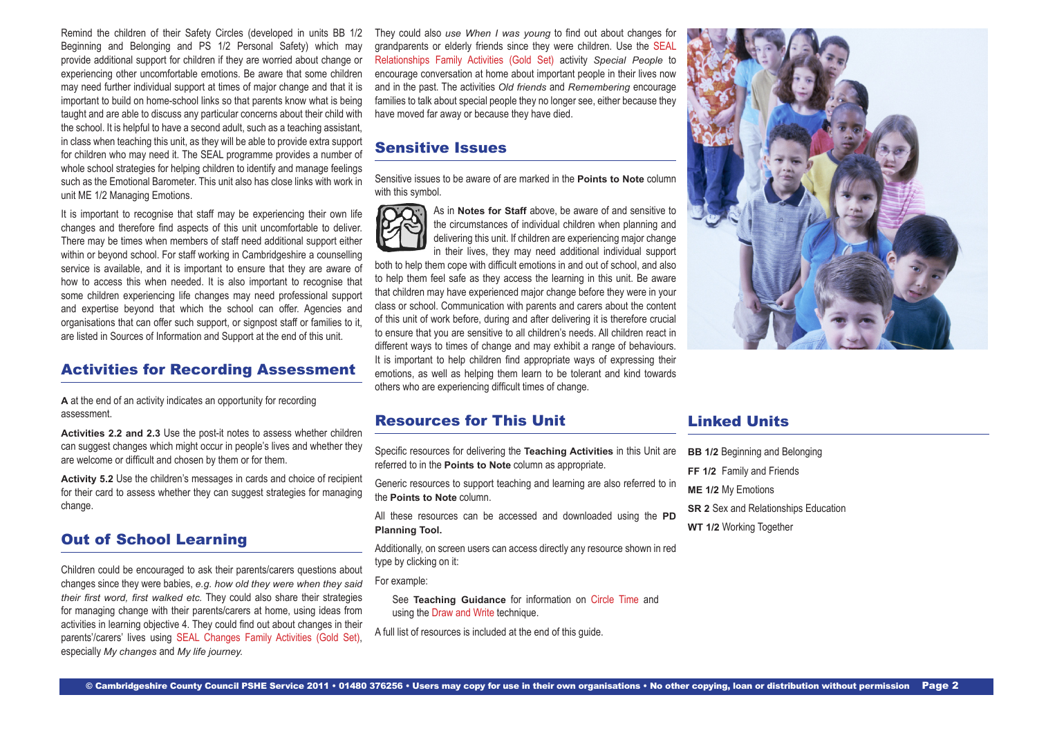Remind the children of their Safety Circles (developed in units BB 1/2 Beginning and Belonging and PS 1/2 Personal Safety) which may provide additional support for children if they are worried about change or experiencing other uncomfortable emotions. Be aware that some children may need further individual support at times of major change and that it is important to build on home-school links so that parents know what is being taught and are able to discuss any particular concerns about their child with the school. It is helpful to have a second adult, such as a teaching assistant, in class when teaching this unit, as they will be able to provide extra support for children who may need it. The SEAL programme provides a number of whole school strategies for helping children to identify and manage feelings such as the Emotional Barometer. This unit also has close links with work in unit ME 1/2 Managing Emotions.

It is important to recognise that staff may be experiencing their own life changes and therefore find aspects of this unit uncomfortable to deliver. There may be times when members of staff need additional support either within or beyond school. For staff working in Cambridgeshire a counselling service is available, and it is important to ensure that they are aware of how to access this when needed. It is also important to recognise that some children experiencing life changes may need professional support and expertise beyond that which the school can offer. Agencies and organisations that can offer such support, or signpost staff or families to it, are listed in Sources of Information and Support at the end of this unit.

## Activities for Recording Assessment

**A** at the end of an activity indicates an opportunity for recording assessment.

**Activities 2.2 and 2.3** Use the post-it notes to assess whether children can suggest changes which might occur in people's lives and whether they are welcome or difficult and chosen by them or for them.

**Activity 5.2** Use the children's messages in cards and choice of recipient for their card to assess whether they can suggest strategies for managing change.

## Out of School Learning

Children could be encouraged to ask their parents/carers questions about changes since they were babies, *e.g. how old they were when they said their first word, first walked etc.* They could also share their strategies for managing change with their parents/carers at home, using ideas from activities in learning objective 4. They could find out about changes in their parents'/carers' lives using SEAL Changes Family Activities (Gold Set), especially *My changes* and *My life journey.*

They could also use *When I was young* to find out about changes for grandparents or elderly friends since they were children. Use the SEAL Relationships Family Activities (Gold Set) activity *Special People* to encourage conversation at home about important people in their lives now and in the past. The activities *Old friends* and *Remembering* encourage families to talk about special people they no longer see, either because they have moved far away or because they have died.

## Sensitive Issues

Sensitive issues to be aware of are marked in the **Points to Note** column with this symbol.

As in **Notes for Staff** above, be aware of and sensitive to the circumstances of individual children when planning and delivering this unit. If children are experiencing major change in their lives, they may need additional individual support both to help them cope with difficult emotions in and out of school, and also to help them feel safe as they access the learning in this unit. Be aware that children may have experienced major change before they were in your class or school. Communication with parents and carers about the content of this unit of work before, during and after delivering it is therefore crucial to ensure that you are sensitive to all children's needs. All children react in different ways to times of change and may exhibit a range of behaviours. It is important to help children find appropriate ways of expressing their emotions, as well as helping them learn to be tolerant and kind towards others who are experiencing difficult times of change.

## Resources for This Unit

Specific resources for delivering the **Teaching Activities** in this Unit are referred to in the **Points to Note** column as appropriate.

Generic resources to support teaching and learning are also referred to in the **Points to Note** column.

All these resources can be accessed and downloaded using the **PD Planning Tool.**

Additionally, on screen users can access directly any resource shown in red type by clicking on it:

For example:

See **Teaching Guidance** for information on Circle Time and using the Draw and Write technique.

A full list of resources is included at the end of this guide.

## Linked Units

**BB 1/2** Beginning and Belonging

**FF 1/2** Family and Friends

**ME 1/2** My Emotions

**SR 2** Sex and Relationships Education

**WT 1/2** Working Together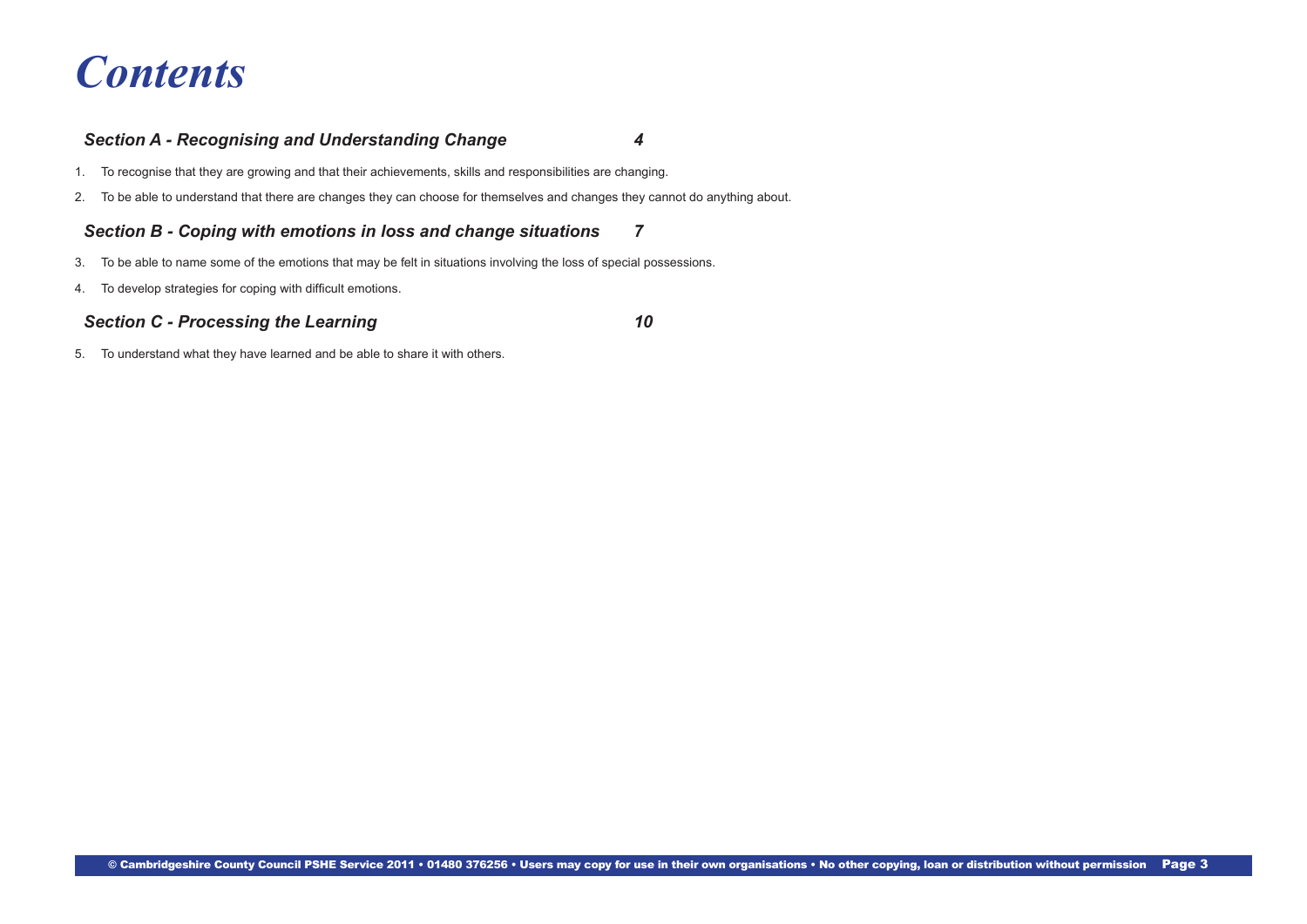# *Contents*

### *Section A - Recognising and Understanding Change* *4*

1. To recognise that they are growing and that their achievements, skills and responsibilities are changing.
2. To be able to understand that there are changes they can choose for themselves and changes they cannot do anything about.

### *Section B - Coping with emotions in loss and change situations* *7*

3. To be able to name some of the emotions that may be felt in situations involving the loss of special possessions.
4. To develop strategies for coping with difficult emotions.

### *Section C - Processing the Learning* *10*

5. To understand what they have learned and be able to share it with others.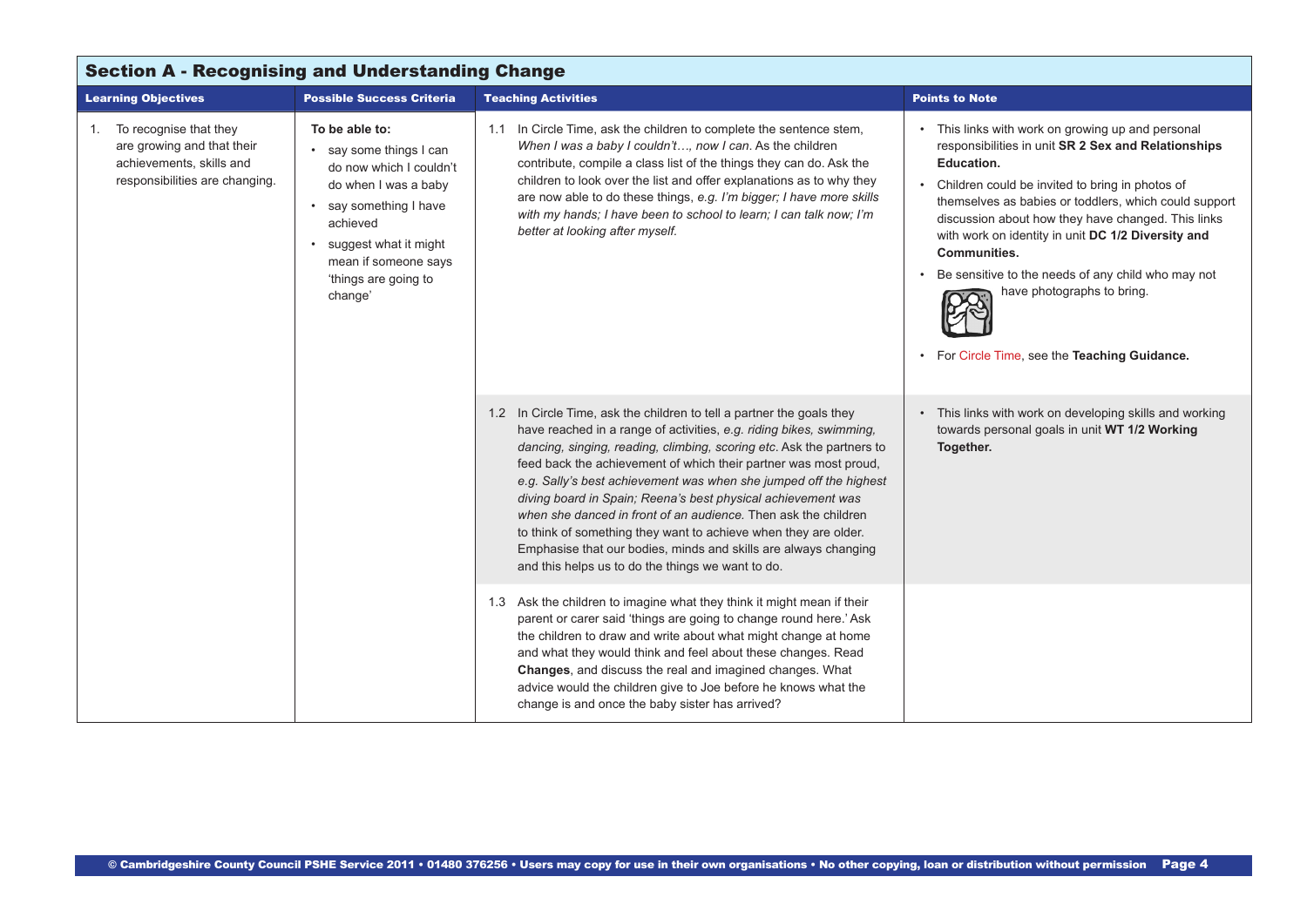## Section A - Recognising and Understanding Change

| Learning Objectives | Possible Success Criteria | Teaching Activities | Points to Note |
|---|---|---|---|
| 1. To recognise that they are growing and that their achievements, skills and responsibilities are changing. | **To be able to:**<br>• say some things I can do now which I couldn't do when I was a baby<br>• say something I have achieved<br>• suggest what it might mean if someone says 'things are going to change' | 1.1 In Circle Time, ask the children to complete the sentence stem, *When I was a baby I couldn't…, now I can*. As the children contribute, compile a class list of the things they can do. Ask the children to look over the list and offer explanations as to why they are now able to do these things, *e.g. I'm bigger; I have more skills with my hands; I have been to school to learn; I can talk now; I'm better at looking after myself.* | • This links with work on growing up and personal responsibilities in unit **SR 2 Sex and Relationships Education.**<br>• Children could be invited to bring in photos of themselves as babies or toddlers, which could support discussion about how they have changed. This links with work on identity in unit **DC 1/2 Diversity and Communities.**<br>• Be sensitive to the needs of any child who may not have photographs to bring.<br>• For Circle Time, see the **Teaching Guidance.** |
| | | 1.2 In Circle Time, ask the children to tell a partner the goals they have reached in a range of activities, *e.g. riding bikes, swimming, dancing, singing, reading, climbing, scoring etc*. Ask the partners to feed back the achievement of which their partner was most proud, *e.g. Sally's best achievement was when she jumped off the highest diving board in Spain; Reena's best physical achievement was when she danced in front of an audience.* Then ask the children to think of something they want to achieve when they are older. Emphasise that our bodies, minds and skills are always changing and this helps us to do the things we want to do. | • This links with work on developing skills and working towards personal goals in unit **WT 1/2 Working Together.** |
| | | 1.3 Ask the children to imagine what they think it might mean if their parent or carer said 'things are going to change round here.' Ask the children to draw and write about what might change at home and what they would think and feel about these changes. Read **Changes**, and discuss the real and imagined changes. What advice would the children give to Joe before he knows what the change is and once the baby sister has arrived? | |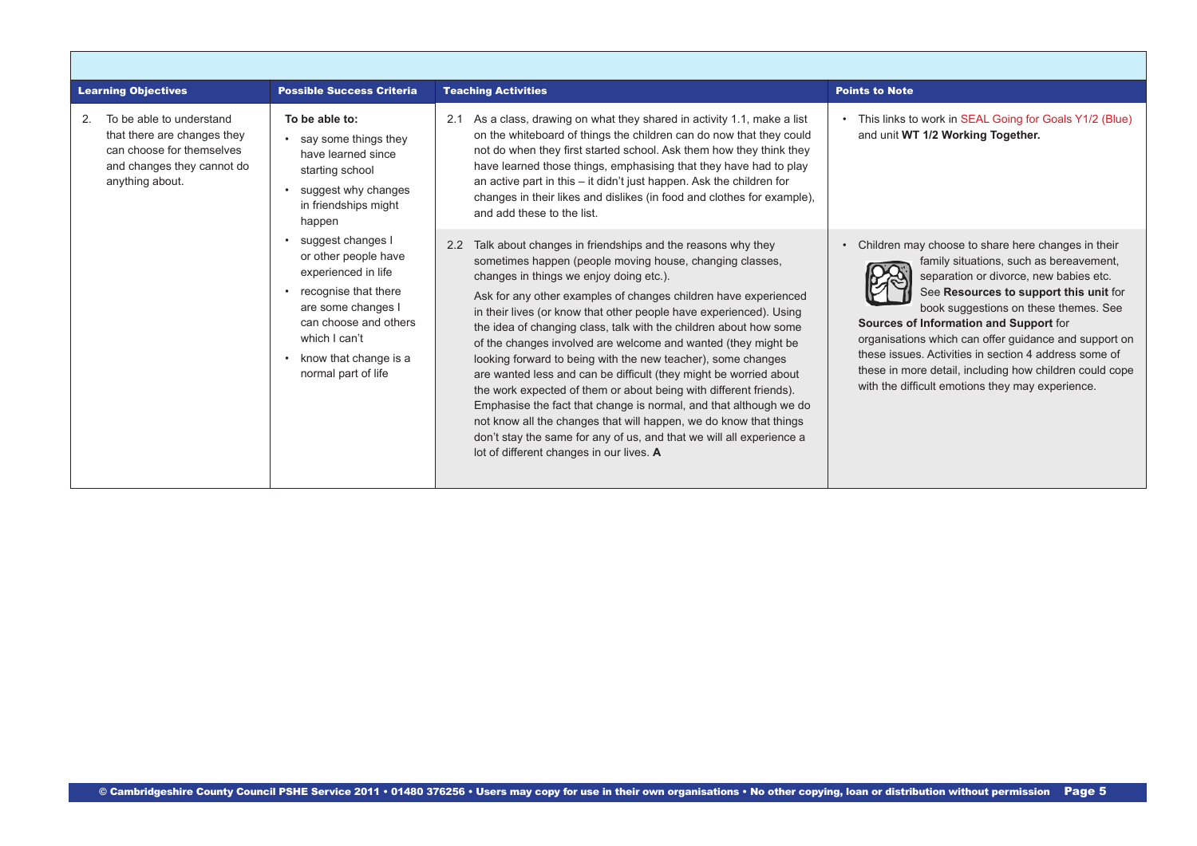| Learning Objectives | Possible Success Criteria | Teaching Activities | Points to Note |
|---|---|---|---|
| 2. To be able to understand that there are changes they can choose for themselves and changes they cannot do anything about. | **To be able to:**<br>• say some things they have learned since starting school<br>• suggest why changes in friendships might happen<br>• suggest changes I or other people have experienced in life<br>• recognise that there are some changes I can choose and others which I can't<br>• know that change is a normal part of life | 2.1 As a class, drawing on what they shared in activity 1.1, make a list on the whiteboard of things the children can do now that they could not do when they first started school. Ask them how they think they have learned those things, emphasising that they have had to play an active part in this – it didn't just happen. Ask the children for changes in their likes and dislikes (in food and clothes for example), and add these to the list. | • This links to work in SEAL Going for Goals Y1/2 (Blue) and unit **WT 1/2 Working Together.** |
| | | 2.2 Talk about changes in friendships and the reasons why they sometimes happen (people moving house, changing classes, changes in things we enjoy doing etc.).<br><br>Ask for any other examples of changes children have experienced in their lives (or know that other people have experienced). Using the idea of changing class, talk with the children about how some of the changes involved are welcome and wanted (they might be looking forward to being with the new teacher), some changes are wanted less and can be difficult (they might be worried about the work expected of them or about being with different friends). Emphasise the fact that change is normal, and that although we do not know all the changes that will happen, we do know that things don't stay the same for any of us, and that we will all experience a lot of different changes in our lives. **A** | • Children may choose to share here changes in their family situations, such as bereavement, separation or divorce, new babies etc. See **Resources to support this unit** for book suggestions on these themes. See **Sources of Information and Support** for organisations which can offer guidance and support on these issues. Activities in section 4 address some of these in more detail, including how children could cope with the difficult emotions they may experience. |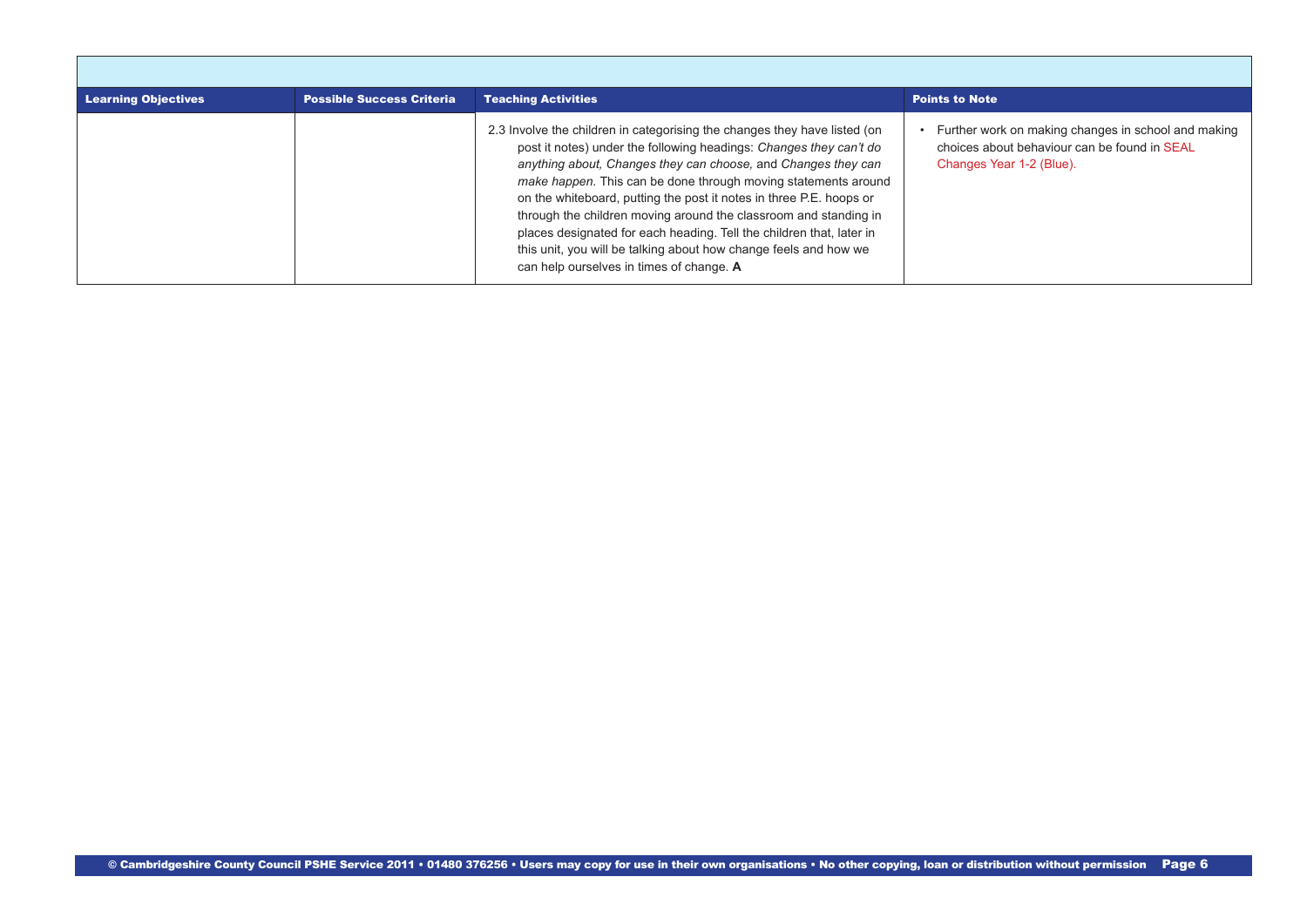| Learning Objectives | Possible Success Criteria | Teaching Activities | Points to Note |
|---|---|---|---|
| | | 2.3 Involve the children in categorising the changes they have listed (on post it notes) under the following headings: *Changes they can't do anything about, Changes they can choose,* and *Changes they can make happen.* This can be done through moving statements around on the whiteboard, putting the post it notes in three P.E. hoops or through the children moving around the classroom and standing in places designated for each heading. Tell the children that, later in this unit, you will be talking about how change feels and how we can help ourselves in times of change. **A** | • Further work on making changes in school and making choices about behaviour can be found in SEAL Changes Year 1-2 (Blue). |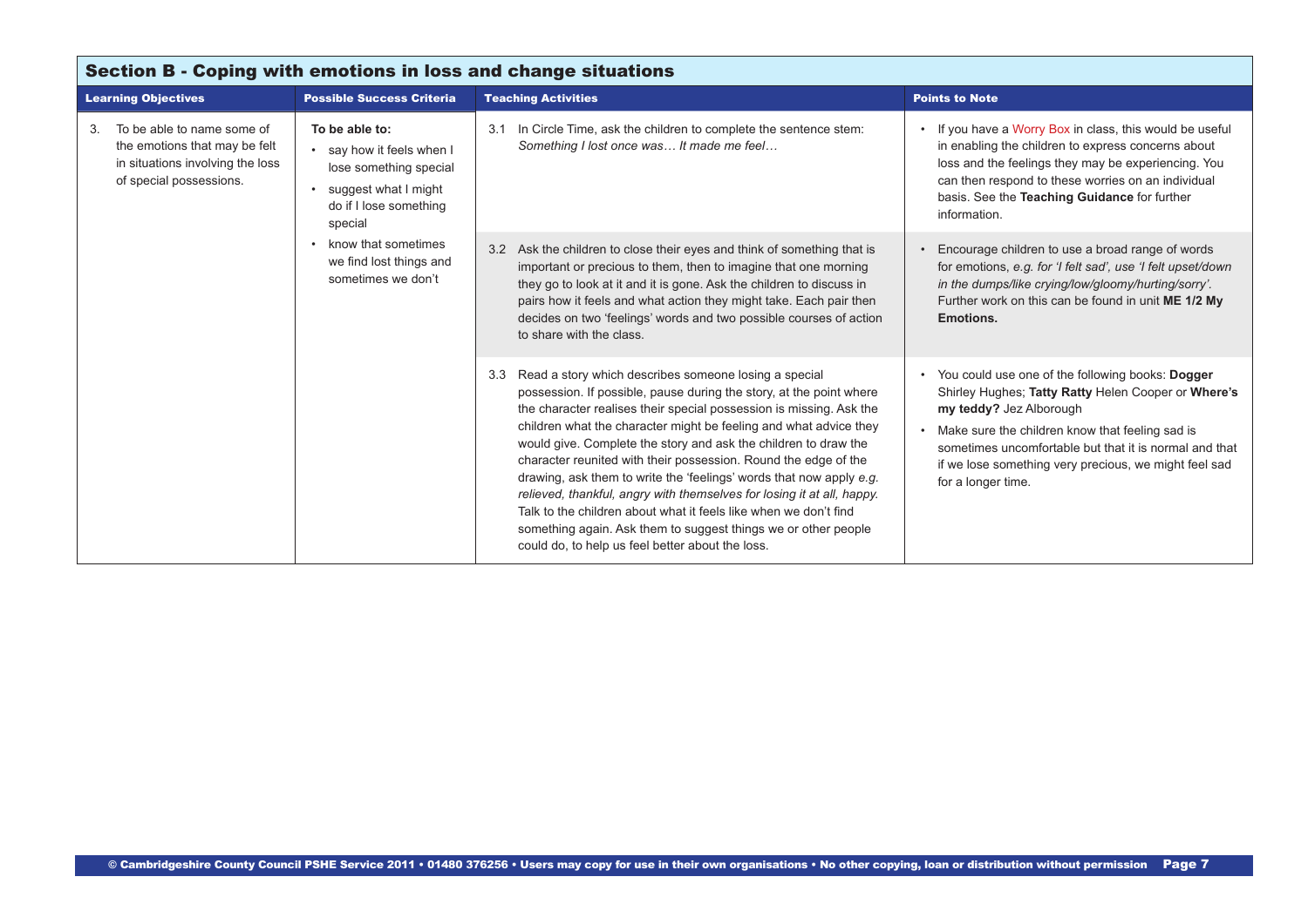## Section B - Coping with emotions in loss and change situations

| Learning Objectives | Possible Success Criteria | Teaching Activities | Points to Note |
|---|---|---|---|
| 3. To be able to name some of the emotions that may be felt in situations involving the loss of special possessions. | **To be able to:**<br>• say how it feels when I lose something special<br>• suggest what I might do if I lose something special<br>• know that sometimes we find lost things and sometimes we don't | 3.1 In Circle Time, ask the children to complete the sentence stem: *Something I lost once was… It made me feel…* | • If you have a Worry Box in class, this would be useful in enabling the children to express concerns about loss and the feelings they may be experiencing. You can then respond to these worries on an individual basis. See the **Teaching Guidance** for further information. |
| | | 3.2 Ask the children to close their eyes and think of something that is important or precious to them, then to imagine that one morning they go to look at it and it is gone. Ask the children to discuss in pairs how it feels and what action they might take. Each pair then decides on two 'feelings' words and two possible courses of action to share with the class. | • Encourage children to use a broad range of words for emotions, *e.g. for 'I felt sad', use 'I felt upset/down in the dumps/like crying/low/gloomy/hurting/sorry'.* Further work on this can be found in unit **ME 1/2 My Emotions.** |
| | | 3.3 Read a story which describes someone losing a special possession. If possible, pause during the story, at the point where the character realises their special possession is missing. Ask the children what the character might be feeling and what advice they would give. Complete the story and ask the children to draw the character reunited with their possession. Round the edge of the drawing, ask them to write the 'feelings' words that now apply *e.g. relieved, thankful, angry with themselves for losing it at all, happy.* Talk to the children about what it feels like when we don't find something again. Ask them to suggest things we or other people could do, to help us feel better about the loss. | • You could use one of the following books: **Dogger** Shirley Hughes; **Tatty Ratty** Helen Cooper or **Where's my teddy?** Jez Alborough<br>• Make sure the children know that feeling sad is sometimes uncomfortable but that it is normal and that if we lose something very precious, we might feel sad for a longer time. |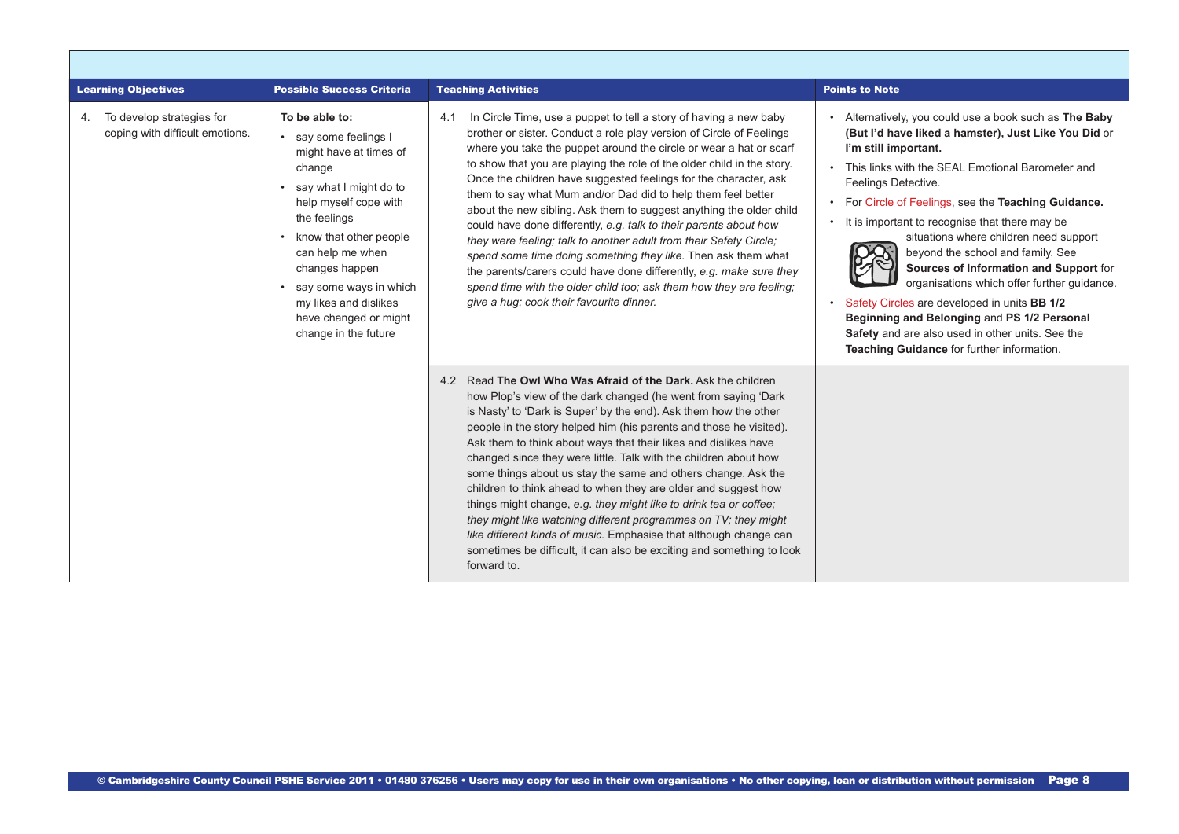| Learning Objectives | Possible Success Criteria | Teaching Activities | Points to Note |
|---|---|---|---|
| 4. To develop strategies for coping with difficult emotions. | **To be able to:**<br>• say some feelings I might have at times of change<br>• say what I might do to help myself cope with the feelings<br>• know that other people can help me when changes happen<br>• say some ways in which my likes and dislikes have changed or might change in the future | 4.1 In Circle Time, use a puppet to tell a story of having a new baby brother or sister. Conduct a role play version of Circle of Feelings where you take the puppet around the circle or wear a hat or scarf to show that you are playing the role of the older child in the story. Once the children have suggested feelings for the character, ask them to say what Mum and/or Dad did to help them feel better about the new sibling. Ask them to suggest anything the older child could have done differently, *e.g. talk to their parents about how they were feeling; talk to another adult from their Safety Circle; spend some time doing something they like.* Then ask them what the parents/carers could have done differently, *e.g. make sure they spend time with the older child too; ask them how they are feeling; give a hug; cook their favourite dinner.* | • Alternatively, you could use a book such as **The Baby (But I'd have liked a hamster), Just Like You Did** or **I'm still important.**<br>• This links with the SEAL Emotional Barometer and Feelings Detective.<br>• For Circle of Feelings, see the **Teaching Guidance.**<br>• It is important to recognise that there may be situations where children need support beyond the school and family. See **Sources of Information and Support** for organisations which offer further guidance.<br>• Safety Circles are developed in units **BB 1/2 Beginning and Belonging** and **PS 1/2 Personal Safety** and are also used in other units. See the **Teaching Guidance** for further information. |
| | | 4.2 Read **The Owl Who Was Afraid of the Dark.** Ask the children how Plop's view of the dark changed (he went from saying 'Dark is Nasty' to 'Dark is Super' by the end). Ask them how the other people in the story helped him (his parents and those he visited). Ask them to think about ways that their likes and dislikes have changed since they were little. Talk with the children about how some things about us stay the same and others change. Ask the children to think ahead to when they are older and suggest how things might change, *e.g. they might like to drink tea or coffee; they might like watching different programmes on TV; they might like different kinds of music.* Emphasise that although change can sometimes be difficult, it can also be exciting and something to look forward to. | |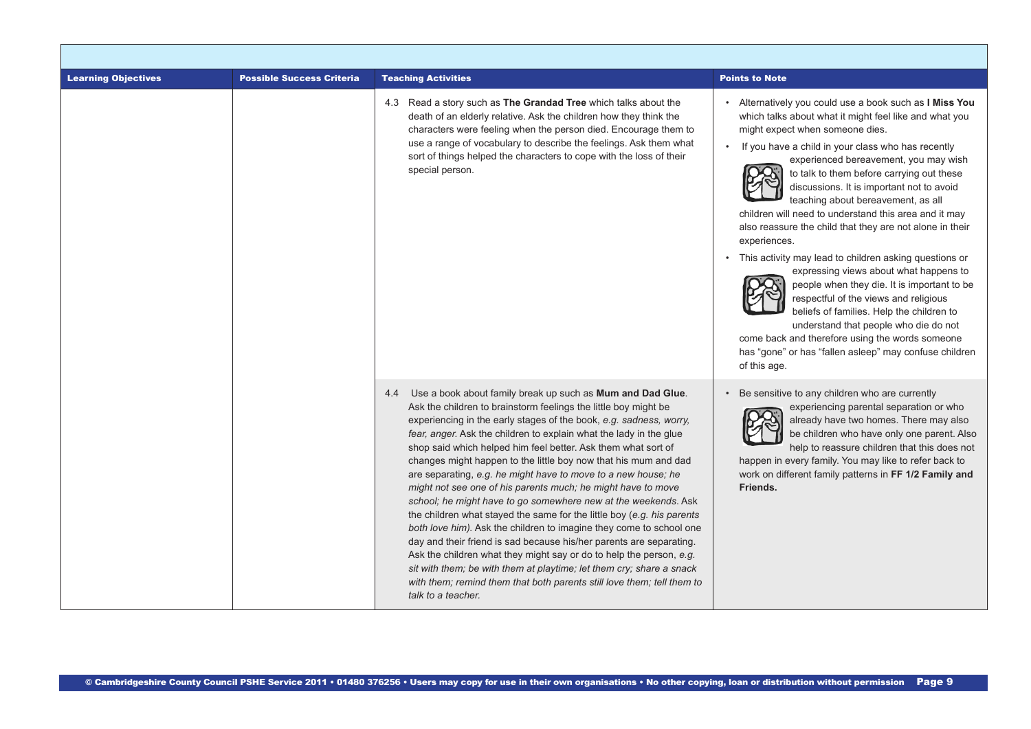| Learning Objectives | Possible Success Criteria | Teaching Activities | Points to Note |
|---|---|---|---|
| | | 4.3 Read a story such as **The Grandad Tree** which talks about the death of an elderly relative. Ask the children how they think the characters were feeling when the person died. Encourage them to use a range of vocabulary to describe the feelings. Ask them what sort of things helped the characters to cope with the loss of their special person. | • Alternatively you could use a book such as **I Miss You** which talks about what it might feel like and what you might expect when someone dies. <br> • If you have a child in your class who has recently experienced bereavement, you may wish to talk to them before carrying out these discussions. It is important not to avoid teaching about bereavement, as all children will need to understand this area and it may also reassure the child that they are not alone in their experiences. <br> • This activity may lead to children asking questions or expressing views about what happens to people when they die. It is important to be respectful of the views and religious beliefs of families. Help the children to understand that people who die do not come back and therefore using the words someone has "gone" or has "fallen asleep" may confuse children of this age. |
| | | 4.4 Use a book about family break up such as **Mum and Dad Glue**. Ask the children to brainstorm feelings the little boy might be experiencing in the early stages of the book, *e.g. sadness, worry, fear, anger.* Ask the children to explain what the lady in the glue shop said which helped him feel better. Ask them what sort of changes might happen to the little boy now that his mum and dad are separating, *e.g. he might have to move to a new house; he might not see one of his parents much; he might have to move school; he might have to go somewhere new at the weekends*. Ask the children what stayed the same for the little boy (*e.g. his parents both love him).* Ask the children to imagine they come to school one day and their friend is sad because his/her parents are separating. Ask the children what they might say or do to help the person, *e.g. sit with them; be with them at playtime; let them cry; share a snack with them; remind them that both parents still love them; tell them to talk to a teacher.* | • Be sensitive to any children who are currently experiencing parental separation or who already have two homes. There may also be children who have only one parent. Also help to reassure children that this does not happen in every family. You may like to refer back to work on different family patterns in **FF 1/2 Family and Friends.** |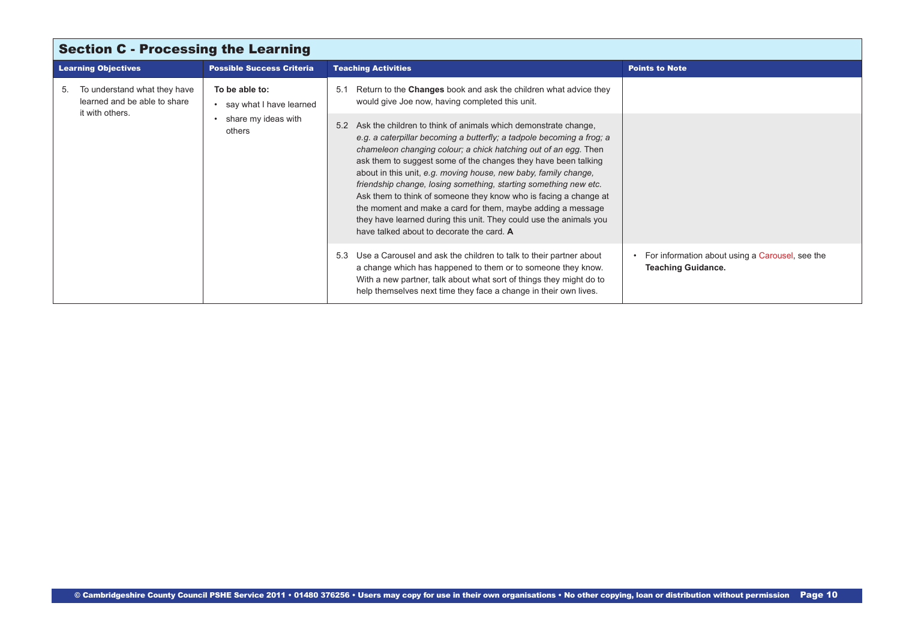## Section C - Processing the Learning

| Learning Objectives | Possible Success Criteria | Teaching Activities | Points to Note |
|---|---|---|---|
| 5. To understand what they have learned and be able to share it with others. | **To be able to:**<br>• say what I have learned<br>• share my ideas with others | 5.1 Return to the **Changes** book and ask the children what advice they would give Joe now, having completed this unit. | |
| | | 5.2 Ask the children to think of animals which demonstrate change, *e.g. a caterpillar becoming a butterfly; a tadpole becoming a frog; a chameleon changing colour; a chick hatching out of an egg.* Then ask them to suggest some of the changes they have been talking about in this unit, *e.g. moving house, new baby, family change, friendship change, losing something, starting something new etc.* Ask them to think of someone they know who is facing a change at the moment and make a card for them, maybe adding a message they have learned during this unit. They could use the animals you have talked about to decorate the card. **A** | |
| | | 5.3 Use a Carousel and ask the children to talk to their partner about a change which has happened to them or to someone they know. With a new partner, talk about what sort of things they might do to help themselves next time they face a change in their own lives. | • For information about using a Carousel, see the **Teaching Guidance.** |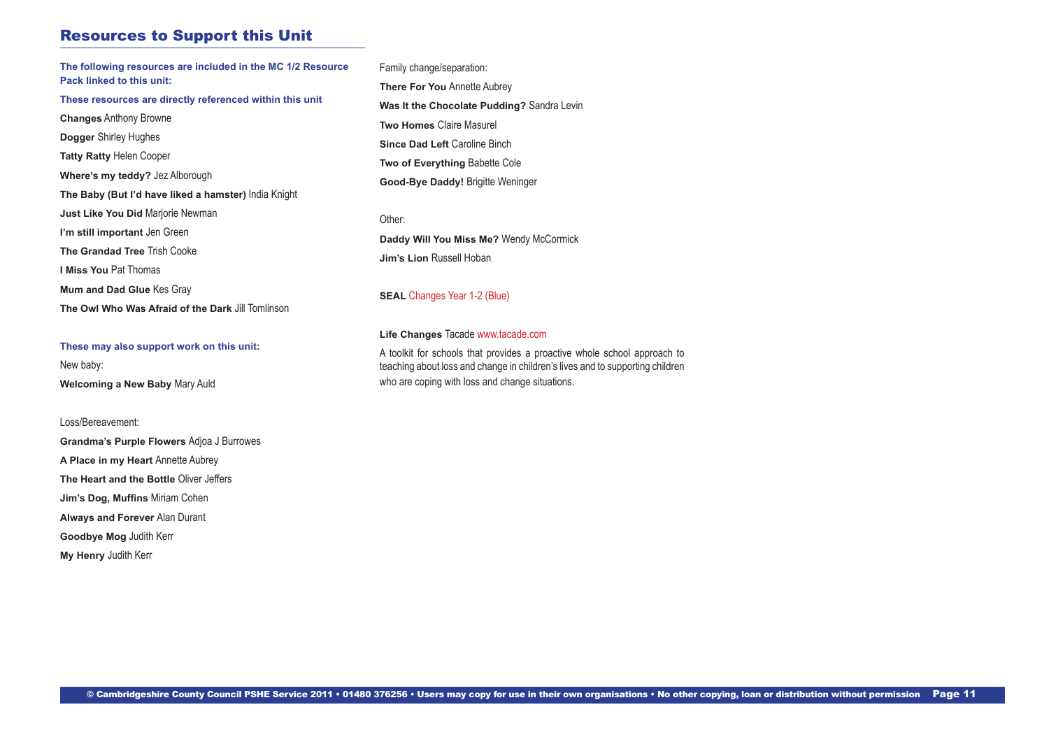## Resources to Support this Unit

**The following resources are included in the MC 1/2 Resource Pack linked to this unit:**

**These resources are directly referenced within this unit**

**Changes** Anthony Browne

**Dogger** Shirley Hughes

**Tatty Ratty** Helen Cooper

**Where's my teddy?** Jez Alborough

**The Baby (But I'd have liked a hamster)** India Knight

**Just Like You Did** Marjorie Newman

**I'm still important** Jen Green

**The Grandad Tree** Trish Cooke

**I Miss You** Pat Thomas

**Mum and Dad Glue** Kes Gray

**The Owl Who Was Afraid of the Dark** Jill Tomlinson

**These may also support work on this unit:**

New baby:

**Welcoming a New Baby** Mary Auld

Loss/Bereavement:

**Grandma's Purple Flowers** Adjoa J Burrowes

**A Place in my Heart** Annette Aubrey

**The Heart and the Bottle** Oliver Jeffers

**Jim's Dog, Muffins** Miriam Cohen

**Always and Forever** Alan Durant

**Goodbye Mog** Judith Kerr

**My Henry** Judith Kerr

Family change/separation:

**There For You** Annette Aubrey

**Was It the Chocolate Pudding?** Sandra Levin

**Two Homes** Claire Masurel

**Since Dad Left** Caroline Binch

**Two of Everything** Babette Cole

**Good-Bye Daddy!** Brigitte Weninger

Other:

**Daddy Will You Miss Me?** Wendy McCormick

**Jim's Lion** Russell Hoban

**SEAL** Changes Year 1-2 (Blue)

**Life Changes** Tacade www.tacade.com

A toolkit for schools that provides a proactive whole school approach to teaching about loss and change in children's lives and to supporting children who are coping with loss and change situations.

© Cambridgeshire County Council PSHE Service 2011 • 01480 376256 • Users may copy for use in their own organisations • No other copying, loan or distribution without permission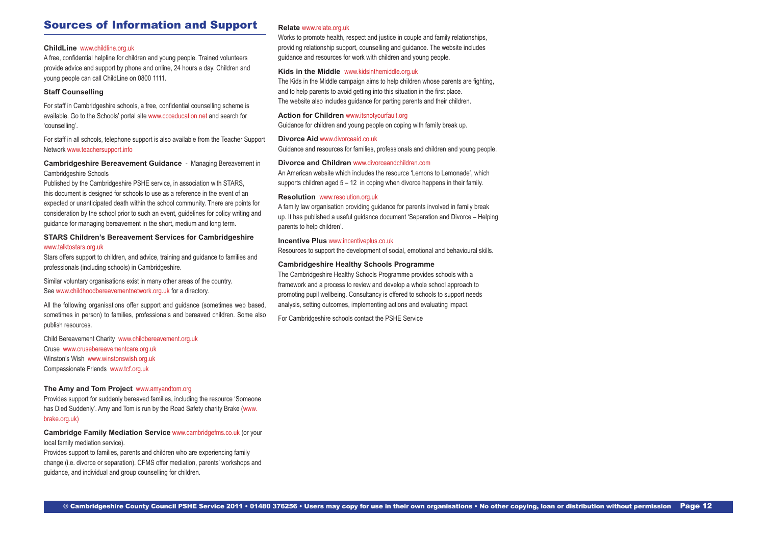## Sources of Information and Support

**ChildLine** www.childline.org.uk

A free, confidential helpline for children and young people. Trained volunteers provide advice and support by phone and online, 24 hours a day. Children and young people can call ChildLine on 0800 1111.

**Staff Counselling**

For staff in Cambridgeshire schools, a free, confidential counselling scheme is available. Go to the Schools' portal site www.ccceducation.net and search for 'counselling'.

For staff in all schools, telephone support is also available from the Teacher Support Network www.teachersupport.info

**Cambridgeshire Bereavement Guidance** - Managing Bereavement in Cambridgeshire Schools

Published by the Cambridgeshire PSHE service, in association with STARS, this document is designed for schools to use as a reference in the event of an expected or unanticipated death within the school community. There are points for consideration by the school prior to such an event, guidelines for policy writing and guidance for managing bereavement in the short, medium and long term.

**STARS Children's Bereavement Services for Cambridgeshire** www.talktostars.org.uk

Stars offers support to children, and advice, training and guidance to families and professionals (including schools) in Cambridgeshire.

Similar voluntary organisations exist in many other areas of the country. See www.childhoodbereavementnetwork.org.uk for a directory.

All the following organisations offer support and guidance (sometimes web based, sometimes in person) to families, professionals and bereaved children. Some also publish resources.

Child Bereavement Charity www.childbereavement.org.uk
Cruse www.crusebereavementcare.org.uk
Winston's Wish www.winstonswish.org.uk
Compassionate Friends www.tcf.org.uk

**The Amy and Tom Project** www.amyandtom.org

Provides support for suddenly bereaved families, including the resource 'Someone has Died Suddenly'. Amy and Tom is run by the Road Safety charity Brake (www.brake.org.uk)

**Cambridge Family Mediation Service** www.cambridgefms.co.uk (or your local family mediation service).

Provides support to families, parents and children who are experiencing family change (i.e. divorce or separation). CFMS offer mediation, parents' workshops and guidance, and individual and group counselling for children.

**Relate** www.relate.org.uk

Works to promote health, respect and justice in couple and family relationships, providing relationship support, counselling and guidance. The website includes guidance and resources for work with children and young people.

**Kids in the Middle** www.kidsinthemiddle.org.uk

The Kids in the Middle campaign aims to help children whose parents are fighting, and to help parents to avoid getting into this situation in the first place. The website also includes guidance for parting parents and their children.

**Action for Children** www.itsnotyourfault.org

Guidance for children and young people on coping with family break up.

**Divorce Aid** www.divorceaid.co.uk

Guidance and resources for families, professionals and children and young people.

**Divorce and Children** www.divorceandchildren.com

An American website which includes the resource 'Lemons to Lemonade', which supports children aged 5 – 12 in coping when divorce happens in their family.

**Resolution** www.resolution.org.uk

A family law organisation providing guidance for parents involved in family break up. It has published a useful guidance document 'Separation and Divorce – Helping parents to help children'.

**Incentive Plus** www.incentiveplus.co.uk

Resources to support the development of social, emotional and behavioural skills.

**Cambridgeshire Healthy Schools Programme**

The Cambridgeshire Healthy Schools Programme provides schools with a framework and a process to review and develop a whole school approach to promoting pupil wellbeing. Consultancy is offered to schools to support needs analysis, setting outcomes, implementing actions and evaluating impact.

For Cambridgeshire schools contact the PSHE Service